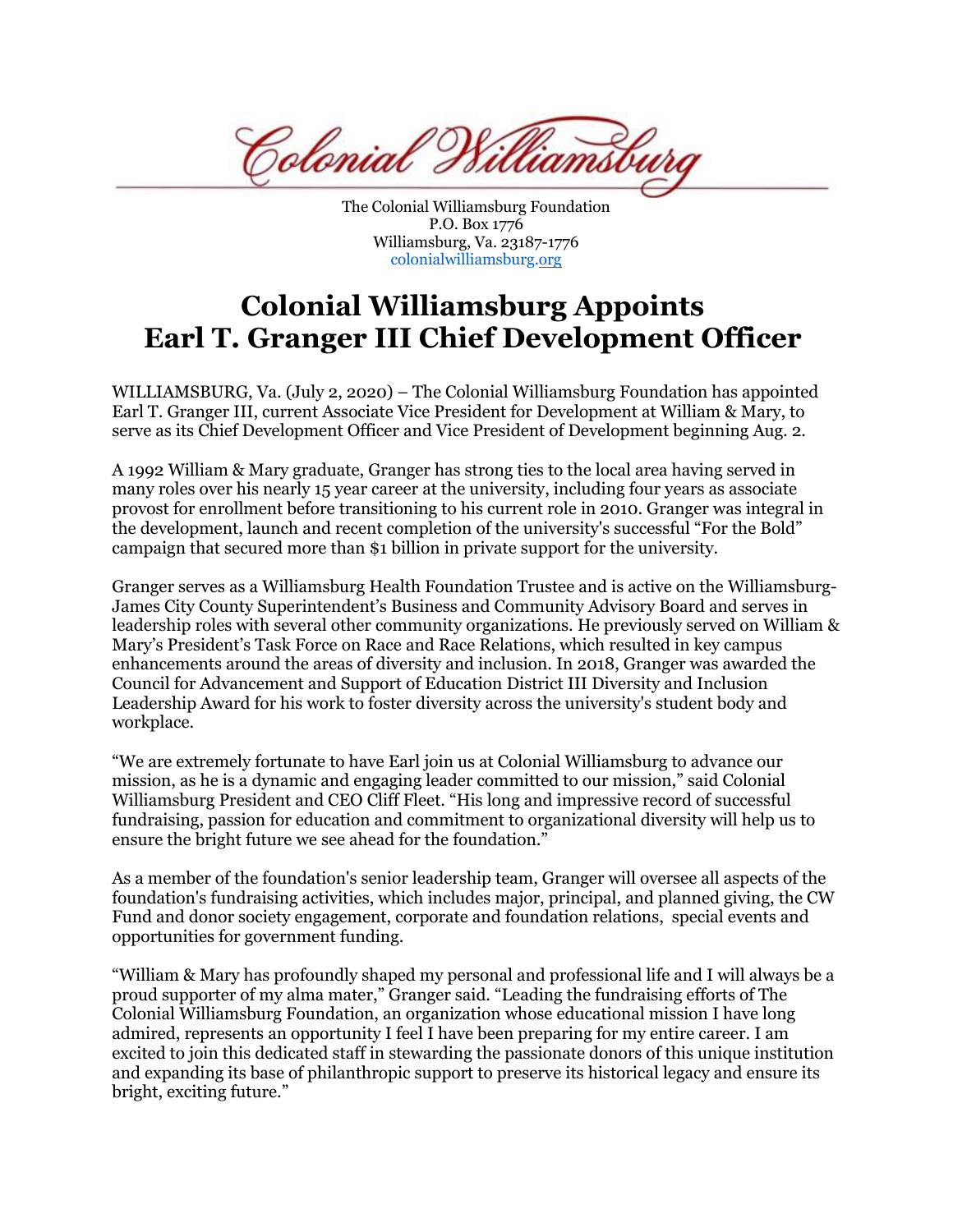Colonial Williamsburg

The Colonial Williamsburg Foundation
P.O. Box 1776
Williamsburg, Va. 23187-1776
colonialwilliamsburg.org

# Colonial Williamsburg Appoints Earl T. Granger III Chief Development Officer

WILLIAMSBURG, Va. (July 2, 2020) – The Colonial Williamsburg Foundation has appointed Earl T. Granger III, current Associate Vice President for Development at William & Mary, to serve as its Chief Development Officer and Vice President of Development beginning Aug. 2.

A 1992 William & Mary graduate, Granger has strong ties to the local area having served in many roles over his nearly 15 year career at the university, including four years as associate provost for enrollment before transitioning to his current role in 2010. Granger was integral in the development, launch and recent completion of the university's successful "For the Bold" campaign that secured more than $1 billion in private support for the university.

Granger serves as a Williamsburg Health Foundation Trustee and is active on the Williamsburg-James City County Superintendent's Business and Community Advisory Board and serves in leadership roles with several other community organizations. He previously served on William & Mary's President's Task Force on Race and Race Relations, which resulted in key campus enhancements around the areas of diversity and inclusion. In 2018, Granger was awarded the Council for Advancement and Support of Education District III Diversity and Inclusion Leadership Award for his work to foster diversity across the university's student body and workplace.

"We are extremely fortunate to have Earl join us at Colonial Williamsburg to advance our mission, as he is a dynamic and engaging leader committed to our mission," said Colonial Williamsburg President and CEO Cliff Fleet. "His long and impressive record of successful fundraising, passion for education and commitment to organizational diversity will help us to ensure the bright future we see ahead for the foundation."

As a member of the foundation's senior leadership team, Granger will oversee all aspects of the foundation's fundraising activities, which includes major, principal, and planned giving, the CW Fund and donor society engagement, corporate and foundation relations, special events and opportunities for government funding.

"William & Mary has profoundly shaped my personal and professional life and I will always be a proud supporter of my alma mater," Granger said. "Leading the fundraising efforts of The Colonial Williamsburg Foundation, an organization whose educational mission I have long admired, represents an opportunity I feel I have been preparing for my entire career. I am excited to join this dedicated staff in stewarding the passionate donors of this unique institution and expanding its base of philanthropic support to preserve its historical legacy and ensure its bright, exciting future."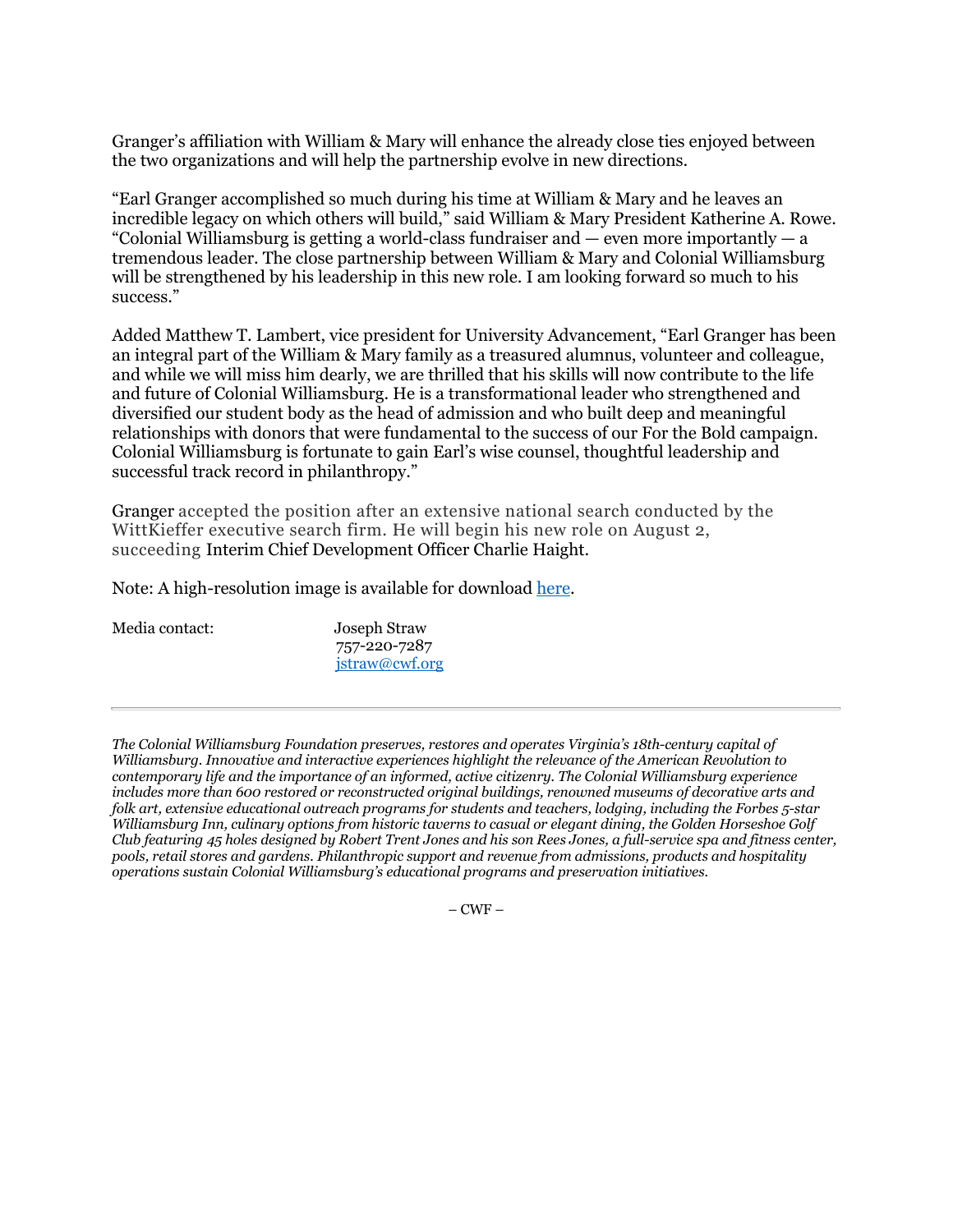Granger's affiliation with William & Mary will enhance the already close ties enjoyed between the two organizations and will help the partnership evolve in new directions.

"Earl Granger accomplished so much during his time at William & Mary and he leaves an incredible legacy on which others will build," said William & Mary President Katherine A. Rowe. "Colonial Williamsburg is getting a world-class fundraiser and — even more importantly — a tremendous leader. The close partnership between William & Mary and Colonial Williamsburg will be strengthened by his leadership in this new role. I am looking forward so much to his success."

Added Matthew T. Lambert, vice president for University Advancement, "Earl Granger has been an integral part of the William & Mary family as a treasured alumnus, volunteer and colleague, and while we will miss him dearly, we are thrilled that his skills will now contribute to the life and future of Colonial Williamsburg. He is a transformational leader who strengthened and diversified our student body as the head of admission and who built deep and meaningful relationships with donors that were fundamental to the success of our For the Bold campaign. Colonial Williamsburg is fortunate to gain Earl's wise counsel, thoughtful leadership and successful track record in philanthropy."

Granger accepted the position after an extensive national search conducted by the WittKieffer executive search firm. He will begin his new role on August 2, succeeding Interim Chief Development Officer Charlie Haight.

Note: A high-resolution image is available for download [here](here).

Media contact: Joseph Straw
757-220-7287
jstraw@cwf.org

---

*The Colonial Williamsburg Foundation preserves, restores and operates Virginia's 18th-century capital of Williamsburg. Innovative and interactive experiences highlight the relevance of the American Revolution to contemporary life and the importance of an informed, active citizenry. The Colonial Williamsburg experience includes more than 600 restored or reconstructed original buildings, renowned museums of decorative arts and folk art, extensive educational outreach programs for students and teachers, lodging, including the Forbes 5-star Williamsburg Inn, culinary options from historic taverns to casual or elegant dining, the Golden Horseshoe Golf Club featuring 45 holes designed by Robert Trent Jones and his son Rees Jones, a full-service spa and fitness center, pools, retail stores and gardens. Philanthropic support and revenue from admissions, products and hospitality operations sustain Colonial Williamsburg's educational programs and preservation initiatives.*

– CWF –